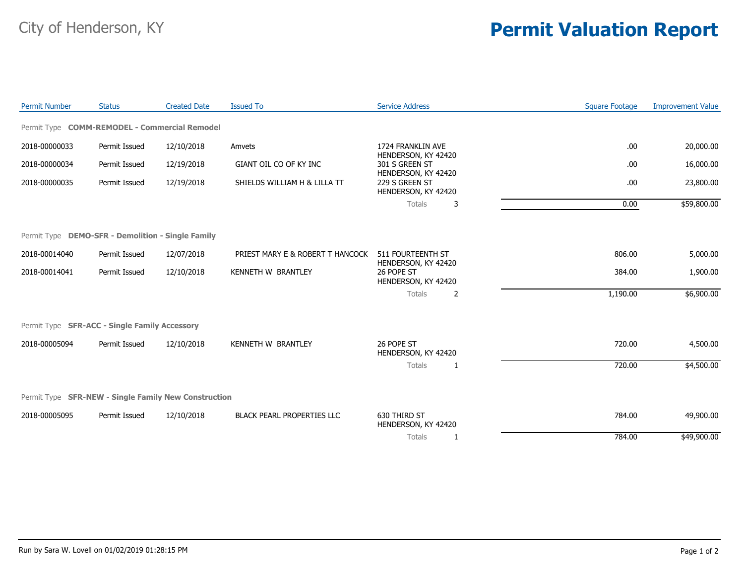City of Henderson, KY

# Permit Valuation Report

| Permit Number | Status | Created Date | Issued To | Service Address | Square Footage | Improvement Value |
|---|---|---|---|---|---|---|
| **Permit Type COMM-REMODEL - Commercial Remodel** | | | | | | |
| 2018-00000033 | Permit Issued | 12/10/2018 | Amvets | 1724 FRANKLIN AVE HENDERSON, KY 42420 | .00 | 20,000.00 |
| 2018-00000034 | Permit Issued | 12/19/2018 | GIANT OIL CO OF KY INC | 301 S GREEN ST HENDERSON, KY 42420 | .00 | 16,000.00 |
| 2018-00000035 | Permit Issued | 12/19/2018 | SHIELDS WILLIAM H & LILLA TT | 229 S GREEN ST HENDERSON, KY 42420 | .00 | 23,800.00 |
| | | | | Totals 3 | 0.00 | $59,800.00 |
| **Permit Type DEMO-SFR - Demolition - Single Family** | | | | | | |
| 2018-00014040 | Permit Issued | 12/07/2018 | PRIEST MARY E & ROBERT T HANCOCK | 511 FOURTEENTH ST HENDERSON, KY 42420 | 806.00 | 5,000.00 |
| 2018-00014041 | Permit Issued | 12/10/2018 | KENNETH W BRANTLEY | 26 POPE ST HENDERSON, KY 42420 | 384.00 | 1,900.00 |
| | | | | Totals 2 | 1,190.00 | $6,900.00 |
| **Permit Type SFR-ACC - Single Family Accessory** | | | | | | |
| 2018-00005094 | Permit Issued | 12/10/2018 | KENNETH W BRANTLEY | 26 POPE ST HENDERSON, KY 42420 | 720.00 | 4,500.00 |
| | | | | Totals 1 | 720.00 | $4,500.00 |
| **Permit Type SFR-NEW - Single Family New Construction** | | | | | | |
| 2018-00005095 | Permit Issued | 12/10/2018 | BLACK PEARL PROPERTIES LLC | 630 THIRD ST HENDERSON, KY 42420 | 784.00 | 49,900.00 |
| | | | | Totals 1 | 784.00 | $49,900.00 |

Run by Sara W. Lovell on 01/02/2019 01:28:15 PM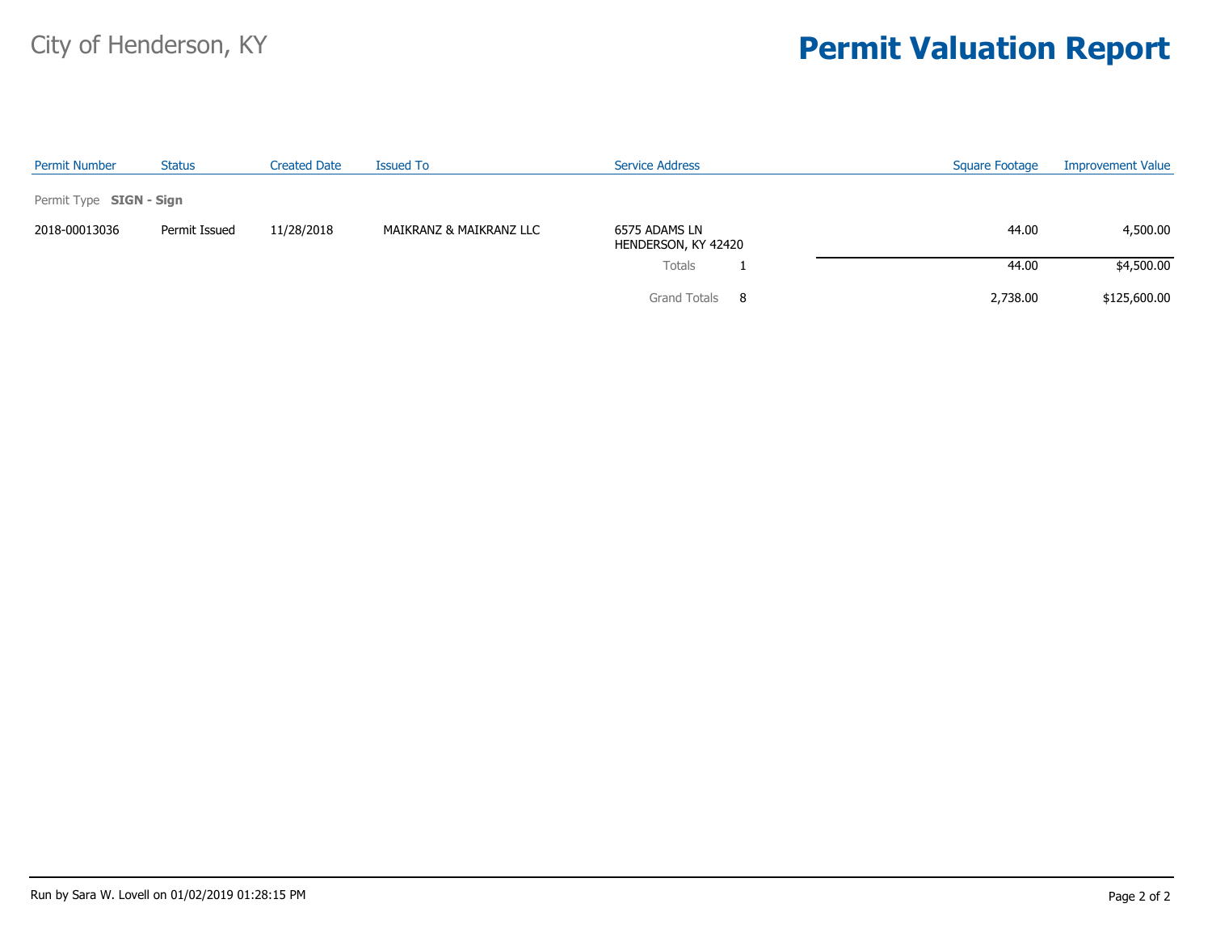City of Henderson, KY

# Permit Valuation Report

| Permit Number | Status | Created Date | Issued To | Service Address | | Square Footage | Improvement Value |
|---|---|---|---|---|---|---|---|
| Permit Type **SIGN - Sign** | | | | | | | |
| 2018-00013036 | Permit Issued | 11/28/2018 | MAIKRANZ & MAIKRANZ LLC | 6575 ADAMS LN HENDERSON, KY 42420 | | 44.00 | 4,500.00 |
| | | | | Totals | 1 | 44.00 | $4,500.00 |
| | | | | Grand Totals | 8 | 2,738.00 | $125,600.00 |

Run by Sara W. Lovell on 01/02/2019 01:28:15 PM